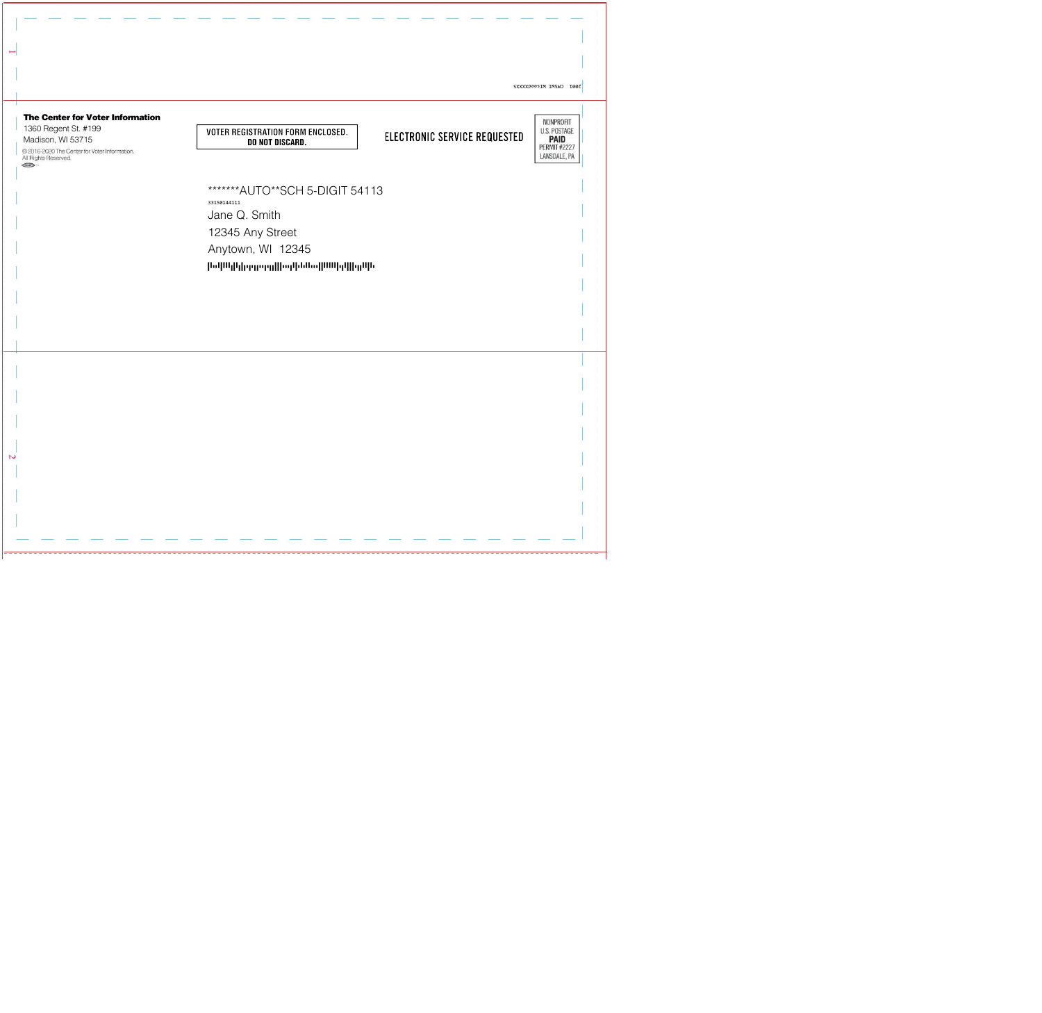2001 CWSMI WIseedXXXXS

**The Center for Voter Information**
1360 Regent St. #199
Madison, WI 53715

© 2016-2020 The Center for Voter Information.
All Rights Reserved.

VOTER REGISTRATION FORM ENCLOSED.
**DO NOT DISCARD.**

ELECTRONIC SERVICE REQUESTED

NONPROFIT
U.S. POSTAGE
**PAID**
PERMIT #2227
LANSDALE, PA

*******AUTO**SCH 5-DIGIT 54113
33150144111
Jane Q. Smith
12345 Any Street
Anytown, WI 12345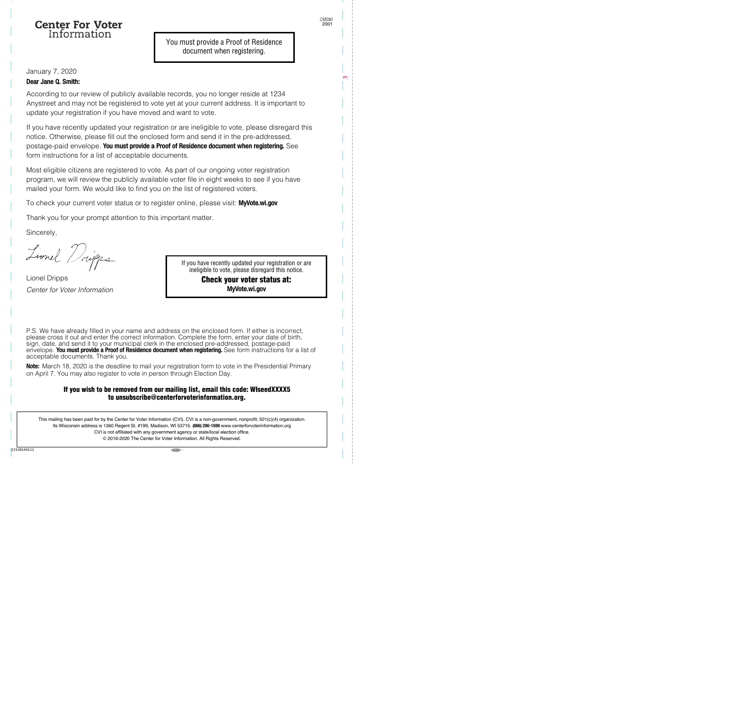**Center For Voter**
Information

CMSWI
2001

You must provide a Proof of Residence document when registering.

January 7, 2020

**Dear Jane Q. Smith:**

According to our review of publicly available records, you no longer reside at 1234 Anystreet and may not be registered to vote yet at your current address. It is important to update your registration if you have moved and want to vote.

If you have recently updated your registration or are ineligible to vote, please disregard this notice. Otherwise, please fill out the enclosed form and send it in the pre-addressed, postage-paid envelope. **You must provide a Proof of Residence document when registering.** See form instructions for a list of acceptable documents.

Most eligible citizens are registered to vote. As part of our ongoing voter registration program, we will review the publicly available voter file in eight weeks to see if you have mailed your form. We would like to find you on the list of registered voters.

To check your current voter status or to register online, please visit: **MyVote.wi.gov**

Thank you for your prompt attention to this important matter.

Sincerely,

Lionel Dripps

Lionel Dripps
*Center for Voter Information*

If you have recently updated your registration or are ineligible to vote, please disregard this notice.
**Check your voter status at:**
**MyVote.wi.gov**

P.S. We have already filled in your name and address on the enclosed form. If either is incorrect, please cross it out and enter the correct information. Complete the form, enter your date of birth, sign, date, and send it to your municipal clerk in the enclosed pre-addressed, postage-paid envelope. **You must provide a Proof of Residence document when registering.** See form instructions for a list of acceptable documents. Thank you.

**Note:** March 18, 2020 is the deadline to mail your registration form to vote in the Presidential Primary on April 7. You may also register to vote in person through Election Day.

**If you wish to be removed from our mailing list, email this code: WIseedXXXX5 to unsubscribe@centerforvoterinformation.org.**

This mailing has been paid for by the Center for Voter Information (CVI). CVI is a non-government, nonprofit, 501(c)(4) organization. Its Wisconsin address is 1360 Regent St. #199, Madison, WI 53715. **(866) 290-1599** www.centerforvoterinformation.org
CVI is not affiliated with any government agency or state/local election office.
© 2016-2020 The Center for Voter Information. All Rights Reserved.

33150144111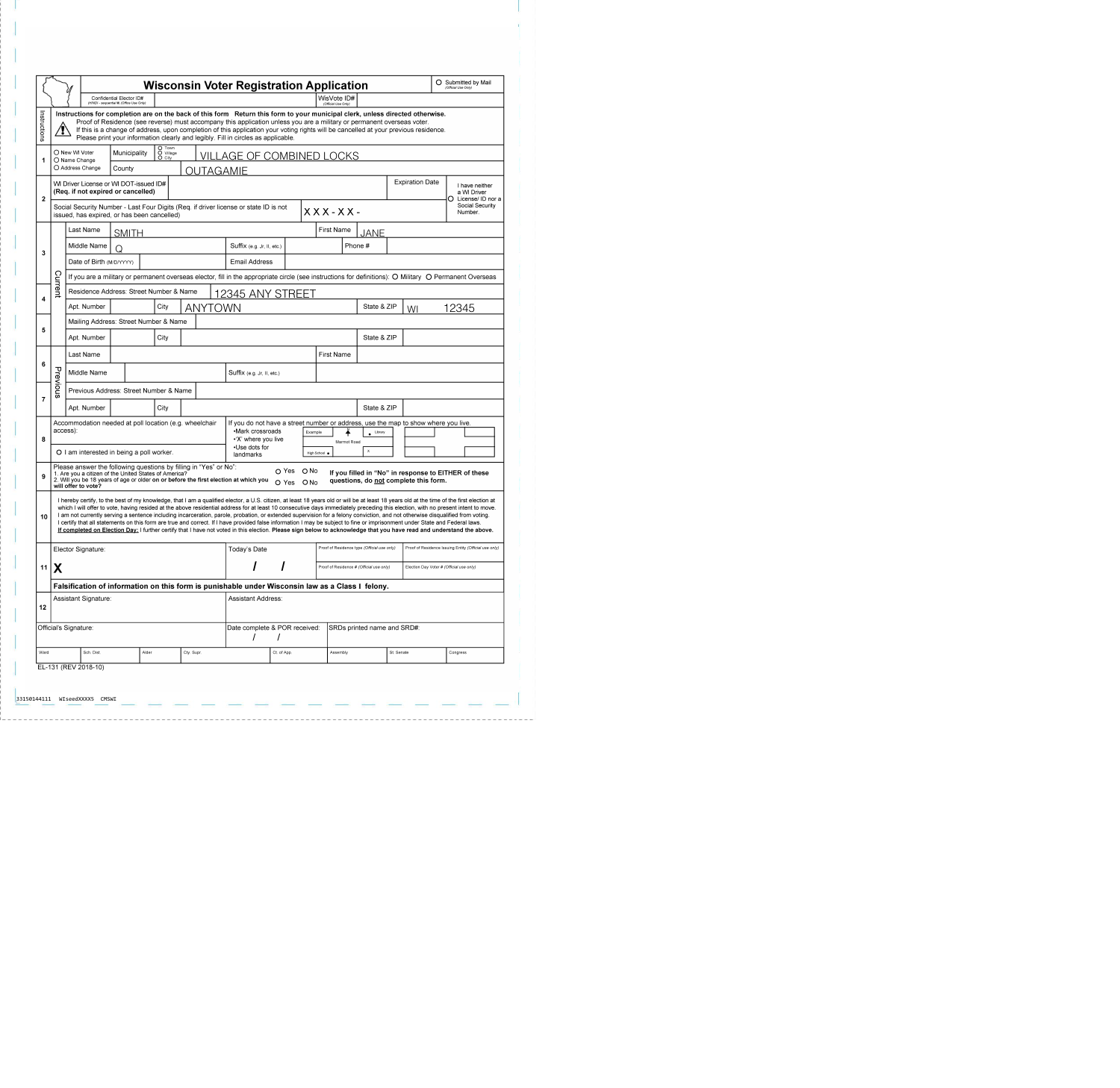# Wisconsin Voter Registration Application

O Submitted by Mail (Official Use Only)

Confidential Elector ID# (WINDI - sequential #) (Office Use Only) | WisVote ID# (Official Use Only)

**Instructions for completion are on the back of this form  Return this form to your municipal clerk, unless directed otherwise.**

Proof of Residence (see reverse) must accompany this application unless you are a military or permanent overseas voter.
If this is a change of address, upon completion of this application your voting rights will be cancelled at your previous residence.
Please print your information clearly and legibly. Fill in circles as applicable.

| # | Field | Value |
|---|---|---|
| 1 | O New WI Voter / O Name Change / O Address Change — Municipality (O Town O Village O City) | VILLAGE OF COMBINED LOCKS |
| | County | OUTAGAMIE |
| 2 | WI Driver License or WI DOT-issued ID# **(Req. if not expired or cancelled)** | |
| | Expiration Date | |
| | Social Security Number - Last Four Digits (Req. if driver license or state ID is not issued, has expired, or has been cancelled) | XXX-XX- |
| | O I have neither a WI Driver License/ ID nor a Social Security Number. | |

**Current**

| # | Field | Value | Field | Value |
|---|---|---|---|---|
| 3 | Last Name | SMITH | First Name | JANE |
| | Middle Name | Q | Suffix (e.g. Jr, II, etc.) | |
| | | | Phone # | |
| | Date of Birth (M/D/YYYY) | | Email Address | |
| | If you are a military or permanent overseas elector, fill in the appropriate circle (see instructions for definitions): O Military O Permanent Overseas | | | |
| 4 | Residence Address: Street Number & Name | 12345 ANY STREET | | |
| | Apt. Number | | City | ANYTOWN |
| | State & ZIP | WI 12345 | | |
| 5 | Mailing Address: Street Number & Name | | | |
| | Apt. Number | | City | |
| | State & ZIP | | | |

**Previous**

| # | Field | Value | Field | Value |
|---|---|---|---|---|
| 6 | Last Name | | First Name | |
| | Middle Name | | Suffix (e.g. Jr, II, etc.) | |
| 7 | Previous Address: Street Number & Name | | | |
| | Apt. Number | | City | |
| | State & ZIP | | | |

**8**

Accommodation needed at poll location (e.g. wheelchair access):

O I am interested in being a poll worker.

If you do not have a street number or address, use the map to show where you live.
- •Mark crossroads
- •'X' where you live
- •Use dots for landmarks

Example: Library, Marmot Road, High School, X

**9**

Please answer the following questions by filling in "Yes" or "No":
1. Are you a citizen of the United States of America? O Yes O No
2. Will you be 18 years of age or older **on or before the first election at which you will offer to vote?** O Yes O No

**If you filled in "No" in response to EITHER of these questions, do not complete this form.**

**10**

I hereby certify, to the best of my knowledge, that I am a qualified elector, a U.S. citizen, at least 18 years old or will be at least 18 years old at the time of the first election at which I will offer to vote, having resided at the above residential address for at least 10 consecutive days immediately preceding this election, with no present intent to move. I am not currently serving a sentence including incarceration, parole, probation, or extended supervision for a felony conviction, and not otherwise disqualified from voting. I certify that all statements on this form are true and correct. If I have provided false information I may be subject to fine or imprisonment under State and Federal laws. **If completed on Election Day:** I further certify that I have not voted in this election. **Please sign below to acknowledge that you have read and understand the above.**

**11**

| Elector Signature: | Today's Date | Proof of Residence type (Official use only) | Proof of Residence Issuing Entity (Official use only) |
|---|---|---|---|
| X | / / | Proof of Residence # (Official use only) | Election Day Voter # (Official use only) |

**Falsification of information on this form is punishable under Wisconsin law as a Class I felony.**

**12**

| Assistant Signature: | Assistant Address: |
|---|---|
| | |

| Official's Signature: | Date complete & POR received: / / | SRDs printed name and SRD#: |
|---|---|---|
| | | |

| Ward | Sch. Dist. | Alder | Cty. Supr. | Ct. of App. | Assembly | St. Senate | Congress |
|---|---|---|---|---|---|---|---|
| | | | | | | | |

EL-131 (REV 2018-10)

33150144111 WIseedXXXX5 CMSWI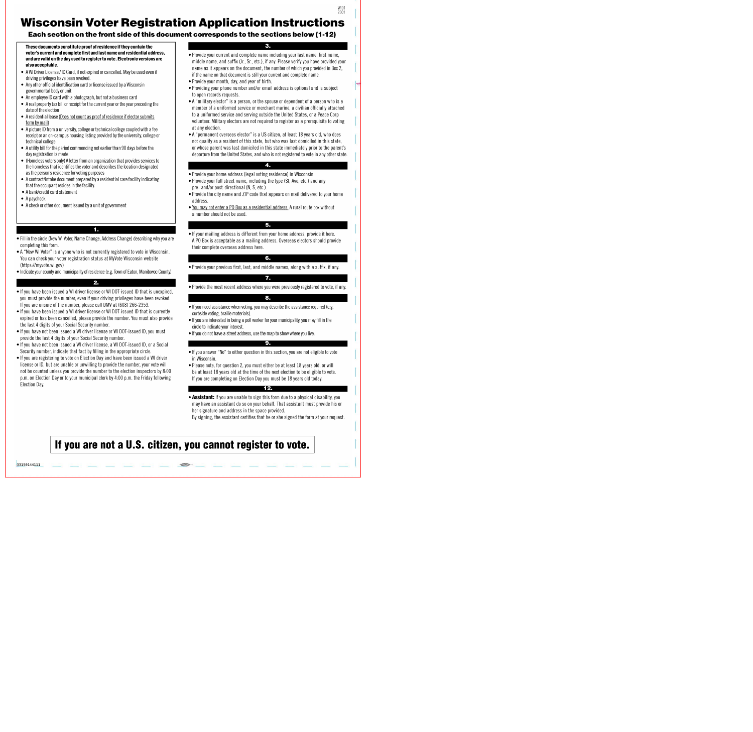# Wisconsin Voter Registration Application Instructions

## Each section on the front side of this document corresponds to the sections below (1-12)

**These documents constitute proof of residence if they contain the voter's current and complete first and last name and residential address, and are valid on the day used to register to vote. Electronic versions are also acceptable.**

- A WI Driver License / ID Card, if not expired or cancelled. May be used even if driving privileges have been revoked.
- Any other official identification card or license issued by a Wisconsin governmental body or unit
- An employee ID card with a photograph, but not a business card
- A real property tax bill or receipt for the current year or the year preceding the date of the election
- A residential lease (Does not count as proof of residence if elector submits form by mail)
- A picture ID from a university, college or technical college coupled with a fee receipt or an on-campus housing listing provided by the university, college or technical college
- A utility bill for the period commencing not earlier than 90 days before the day registration is made
- (Homeless voters only) A letter from an organization that provides services to the homeless that identifies the voter and describes the location designated as the person's residence for voting purposes
- A contract/intake document prepared by a residential care facility indicating that the occupant resides in the facility.
- A bank/credit card statement
- A paycheck
- A check or other document issued by a unit of government

### 1.

- Fill in the circle (New WI Voter, Name Change, Address Change) describing why you are completing this form.
- A "New WI Voter" is anyone who is not currently registered to vote in Wisconsin. You can check your voter registration status at MyVote Wisconsin website (https://myvote.wi.gov)
- Indicate your county and municipality of residence (e.g. Town of Eaton, Manitowoc County)

### 2.

- If you have been issued a WI driver license or WI DOT-issued ID that is unexpired, you must provide the number, even if your driving privileges have been revoked. If you are unsure of the number, please call DMV at (608) 266-2353.
- If you have been issued a WI driver license or WI DOT-issued ID that is currently expired or has been cancelled, please provide the number. You must also provide the last 4 digits of your Social Security number.
- If you have not been issued a WI driver license or WI DOT-issued ID, you must provide the last 4 digits of your Social Security number.
- If you have not been issued a WI driver license, a WI DOT-issued ID, or a Social Security number, indicate that fact by filling in the appropriate circle.
- If you are registering to vote on Election Day and have been issued a WI driver license or ID, but are unable or unwilling to provide the number, your vote will not be counted unless you provide the number to the election inspectors by 8:00 p.m. on Election Day or to your municipal clerk by 4:00 p.m. the Friday following Election Day.

### 3.

- Provide your current and complete name including your last name, first name, middle name, and suffix (Jr., Sr., etc.), if any. Please verify you have provided your name as it appears on the document, the number of which you provided in Box 2, if the name on that document is still your current and complete name.
- Provide your month, day, and year of birth.
- Providing your phone number and/or email address is optional and is subject to open records requests.
- A "military elector" is a person, or the spouse or dependent of a person who is a member of a uniformed service or merchant marine, a civilian officially attached to a uniformed service and serving outside the United States, or a Peace Corp volunteer. Military electors are not required to register as a prerequisite to voting at any election.
- A "permanent overseas elector" is a US citizen, at least 18 years old, who does not qualify as a resident of this state, but who was last domiciled in this state, or whose parent was last domiciled in this state immediately prior to the parent's departure from the United States, and who is not registered to vote in any other state.

### 4.

- Provide your home address (legal voting residence) in Wisconsin.
- Provide your full street name, including the type (St, Ave, etc.) and any pre- and/or post-directional (N, S, etc.).
- Provide the city name and ZIP code that appears on mail delivered to your home address.
- You may not enter a PO Box as a residential address. A rural route box without a number should not be used.

### 5.

- If your mailing address is different from your home address, provide it here. A PO Box is acceptable as a mailing address. Overseas electors should provide their complete overseas address here.

### 6.

- Provide your previous first, last, and middle names, along with a suffix, if any.

### 7.

- Provide the most recent address where you were previously registered to vote, if any.

### 8.

- If you need assistance when voting, you may describe the assistance required (e.g. curbside voting, braille materials).
- If you are interested in being a poll worker for your municipality, you may fill in the circle to indicate your interest.
- If you do not have a street address, use the map to show where you live.

### 9.

- If you answer "No" to either question in this section, you are not eligible to vote in Wisconsin.
- Please note, for question 2, you must either be at least 18 years old, or will be at least 18 years old at the time of the next election to be eligible to vote. If you are completing on Election Day you must be 18 years old today.

### 12.

- **Assistant:** If you are unable to sign this form due to a physical disability, you may have an assistant do so on your behalf. That assistant must provide his or her signature and address in the space provided. By signing, the assistant certifies that he or she signed the form at your request.

**If you are not a U.S. citizen, you cannot register to vote.**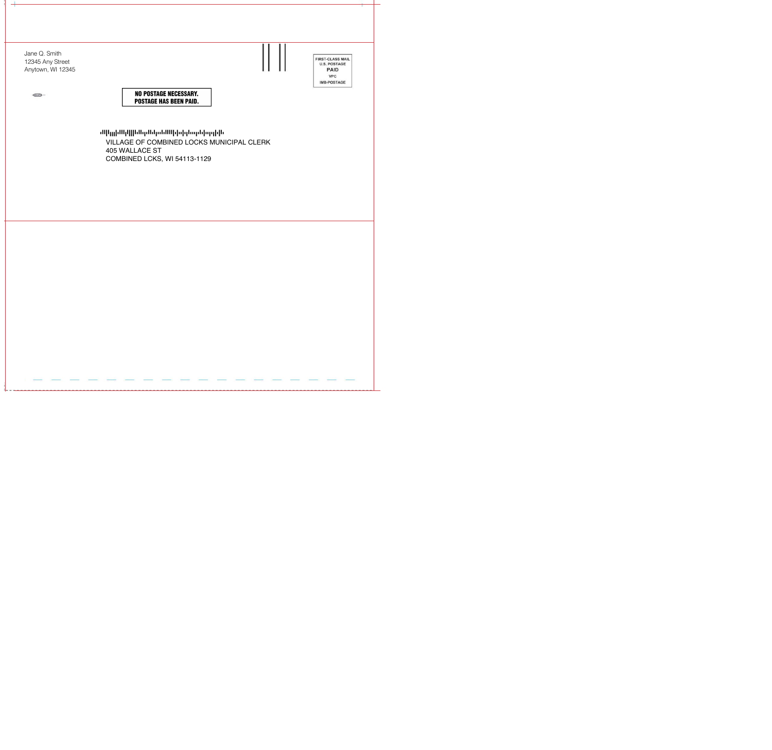Jane Q. Smith
12345 Any Street
Anytown, WI 12345

FIRST-CLASS MAIL
U.S. POSTAGE
PAID
VPC
IMB-POSTAGE

**NO POSTAGE NECESSARY.**
**POSTAGE HAS BEEN PAID.**

VILLAGE OF COMBINED LOCKS MUNICIPAL CLERK
405 WALLACE ST
COMBINED LCKS, WI 54113-1129